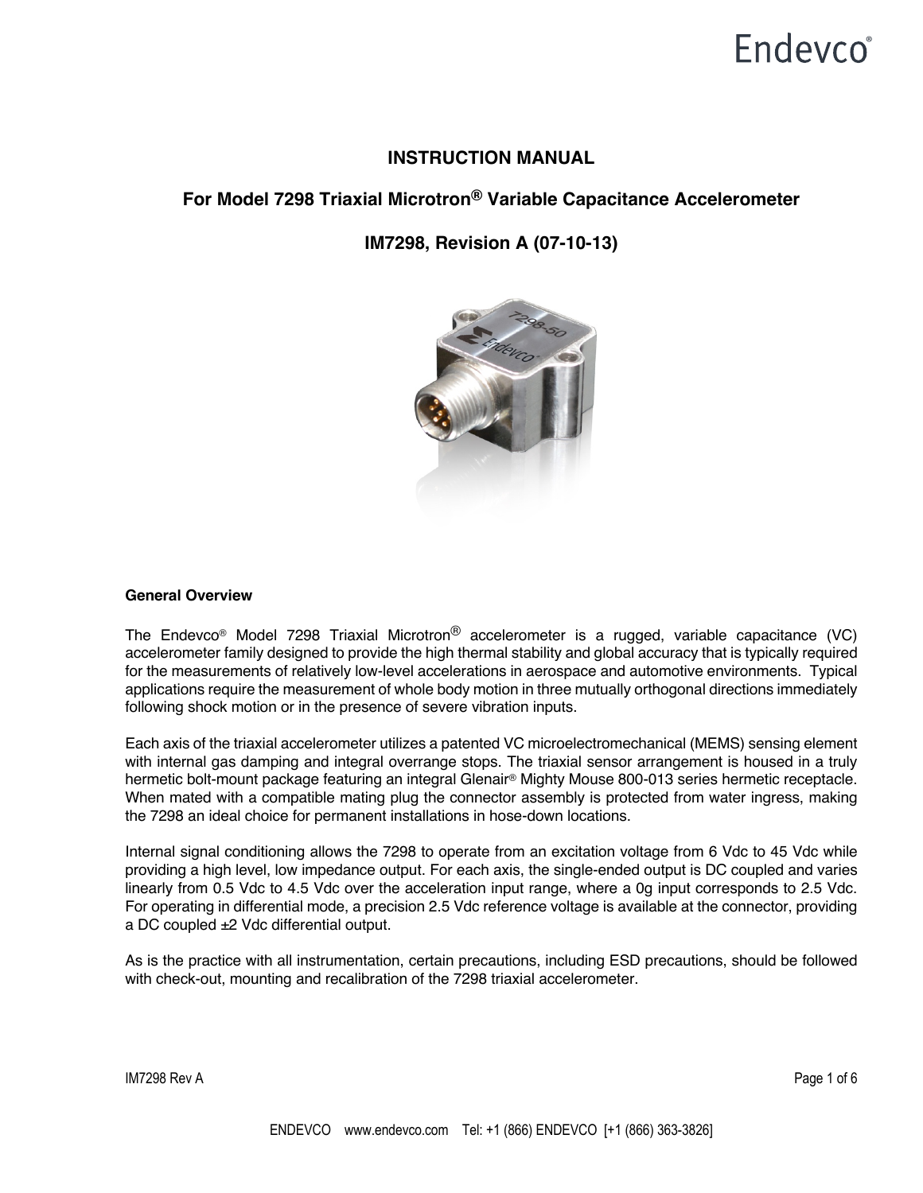Endevco®

# INSTRUCTION MANUAL

## For Model 7298 Triaxial Microtron® Variable Capacitance Accelerometer

## IM7298, Revision A (07-10-13)

### General Overview

The Endevco® Model 7298 Triaxial Microtron® accelerometer is a rugged, variable capacitance (VC) accelerometer family designed to provide the high thermal stability and global accuracy that is typically required for the measurements of relatively low-level accelerations in aerospace and automotive environments. Typical applications require the measurement of whole body motion in three mutually orthogonal directions immediately following shock motion or in the presence of severe vibration inputs.

Each axis of the triaxial accelerometer utilizes a patented VC microelectromechanical (MEMS) sensing element with internal gas damping and integral overrange stops. The triaxial sensor arrangement is housed in a truly hermetic bolt-mount package featuring an integral Glenair® Mighty Mouse 800-013 series hermetic receptacle. When mated with a compatible mating plug the connector assembly is protected from water ingress, making the 7298 an ideal choice for permanent installations in hose-down locations.

Internal signal conditioning allows the 7298 to operate from an excitation voltage from 6 Vdc to 45 Vdc while providing a high level, low impedance output. For each axis, the single-ended output is DC coupled and varies linearly from 0.5 Vdc to 4.5 Vdc over the acceleration input range, where a 0g input corresponds to 2.5 Vdc. For operating in differential mode, a precision 2.5 Vdc reference voltage is available at the connector, providing a DC coupled ±2 Vdc differential output.

As is the practice with all instrumentation, certain precautions, including ESD precautions, should be followed with check-out, mounting and recalibration of the 7298 triaxial accelerometer.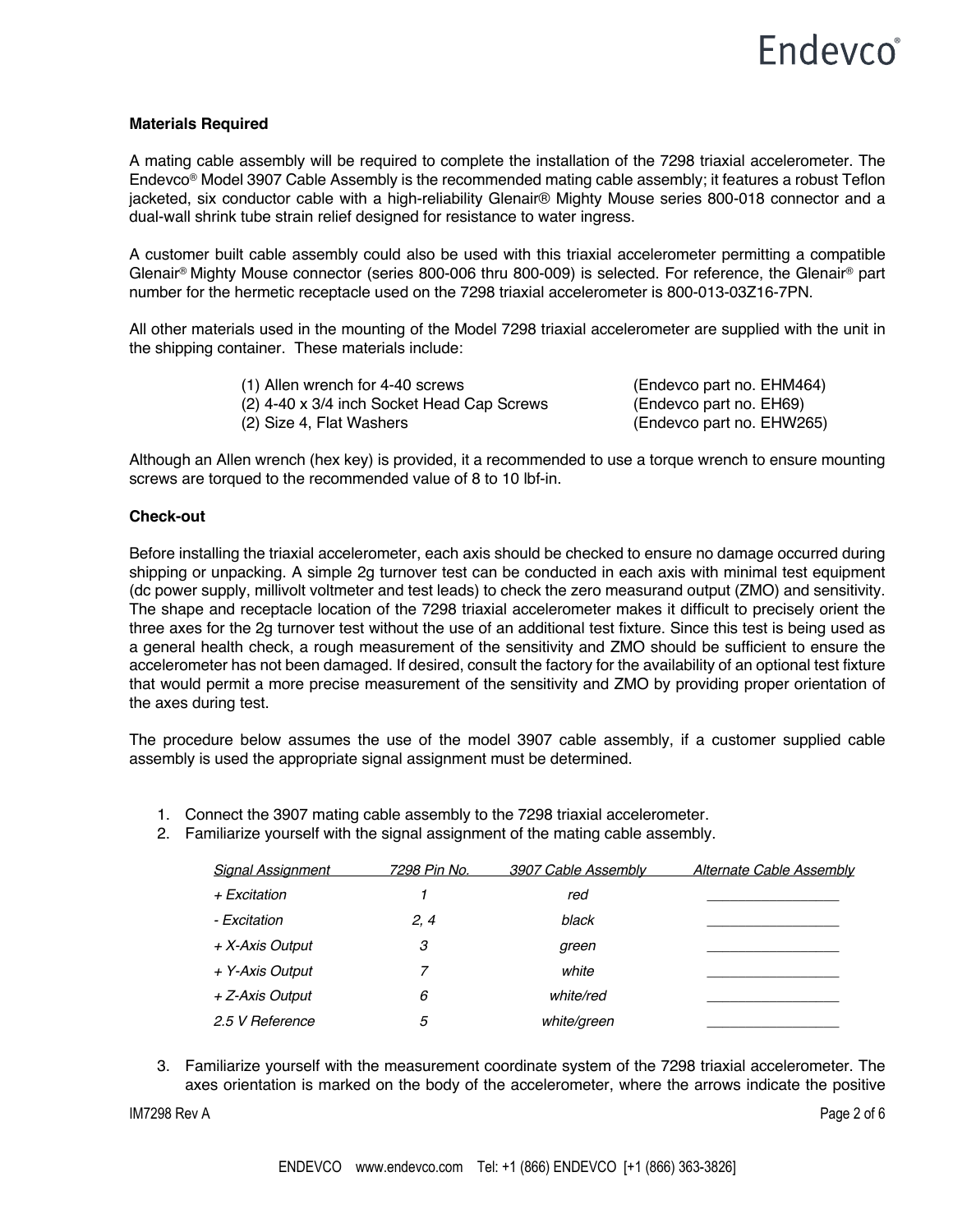**Materials Required**

A mating cable assembly will be required to complete the installation of the 7298 triaxial accelerometer. The Endevco® Model 3907 Cable Assembly is the recommended mating cable assembly; it features a robust Teflon jacketed, six conductor cable with a high-reliability Glenair® Mighty Mouse series 800-018 connector and a dual-wall shrink tube strain relief designed for resistance to water ingress.

A customer built cable assembly could also be used with this triaxial accelerometer permitting a compatible Glenair® Mighty Mouse connector (series 800-006 thru 800-009) is selected. For reference, the Glenair® part number for the hermetic receptacle used on the 7298 triaxial accelerometer is 800-013-03Z16-7PN.

All other materials used in the mounting of the Model 7298 triaxial accelerometer are supplied with the unit in the shipping container. These materials include:

| | |
|---|---|
| (1) Allen wrench for 4-40 screws | (Endevco part no. EHM464) |
| (2) 4-40 x 3/4 inch Socket Head Cap Screws | (Endevco part no. EH69) |
| (2) Size 4, Flat Washers | (Endevco part no. EHW265) |

Although an Allen wrench (hex key) is provided, it a recommended to use a torque wrench to ensure mounting screws are torqued to the recommended value of 8 to 10 lbf-in.

**Check-out**

Before installing the triaxial accelerometer, each axis should be checked to ensure no damage occurred during shipping or unpacking. A simple 2g turnover test can be conducted in each axis with minimal test equipment (dc power supply, millivolt voltmeter and test leads) to check the zero measurand output (ZMO) and sensitivity. The shape and receptacle location of the 7298 triaxial accelerometer makes it difficult to precisely orient the three axes for the 2g turnover test without the use of an additional test fixture. Since this test is being used as a general health check, a rough measurement of the sensitivity and ZMO should be sufficient to ensure the accelerometer has not been damaged. If desired, consult the factory for the availability of an optional test fixture that would permit a more precise measurement of the sensitivity and ZMO by providing proper orientation of the axes during test.

The procedure below assumes the use of the model 3907 cable assembly, if a customer supplied cable assembly is used the appropriate signal assignment must be determined.

1. Connect the 3907 mating cable assembly to the 7298 triaxial accelerometer.
2. Familiarize yourself with the signal assignment of the mating cable assembly.

| *Signal Assignment* | *7298 Pin No.* | *3907 Cable Assembly* | *Alternate Cable Assembly* |
|---|---|---|---|
| *+ Excitation* | *1* | *red* | \_\_\_\_\_\_\_\_\_\_\_\_\_\_\_\_ |
| *- Excitation* | *2, 4* | *black* | \_\_\_\_\_\_\_\_\_\_\_\_\_\_\_\_ |
| *+ X-Axis Output* | *3* | *green* | \_\_\_\_\_\_\_\_\_\_\_\_\_\_\_\_ |
| *+ Y-Axis Output* | *7* | *white* | \_\_\_\_\_\_\_\_\_\_\_\_\_\_\_\_ |
| *+ Z-Axis Output* | *6* | *white/red* | \_\_\_\_\_\_\_\_\_\_\_\_\_\_\_\_ |
| *2.5 V Reference* | *5* | *white/green* | \_\_\_\_\_\_\_\_\_\_\_\_\_\_\_\_ |

3. Familiarize yourself with the measurement coordinate system of the 7298 triaxial accelerometer. The axes orientation is marked on the body of the accelerometer, where the arrows indicate the positive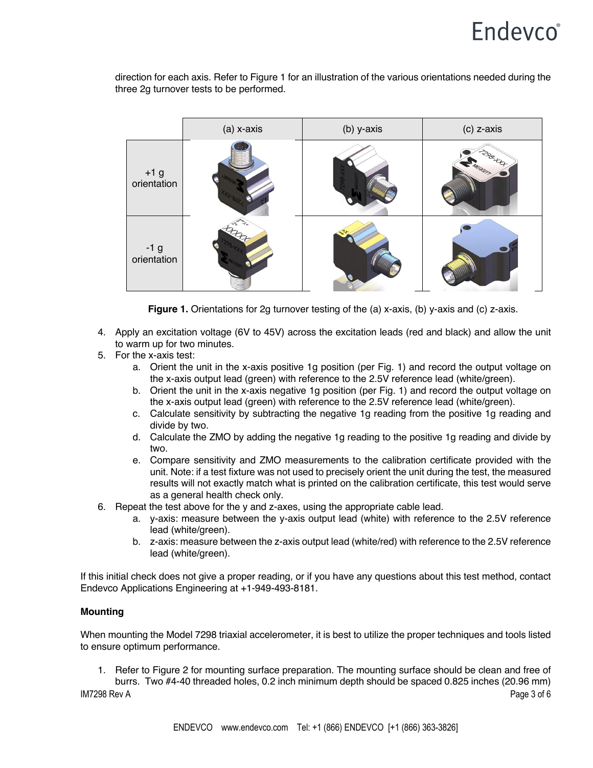direction for each axis. Refer to Figure 1 for an illustration of the various orientations needed during the three 2g turnover tests to be performed.

| | (a) x-axis | (b) y-axis | (c) z-axis |
|---|---|---|---|
| +1 g orientation | | | |
| -1 g orientation | | | |

**Figure 1.** Orientations for 2g turnover testing of the (a) x-axis, (b) y-axis and (c) z-axis.

4. Apply an excitation voltage (6V to 45V) across the excitation leads (red and black) and allow the unit to warm up for two minutes.
5. For the x-axis test:
   a. Orient the unit in the x-axis positive 1g position (per Fig. 1) and record the output voltage on the x-axis output lead (green) with reference to the 2.5V reference lead (white/green).
   b. Orient the unit in the x-axis negative 1g position (per Fig. 1) and record the output voltage on the x-axis output lead (green) with reference to the 2.5V reference lead (white/green).
   c. Calculate sensitivity by subtracting the negative 1g reading from the positive 1g reading and divide by two.
   d. Calculate the ZMO by adding the negative 1g reading to the positive 1g reading and divide by two.
   e. Compare sensitivity and ZMO measurements to the calibration certificate provided with the unit. Note: if a test fixture was not used to precisely orient the unit during the test, the measured results will not exactly match what is printed on the calibration certificate, this test would serve as a general health check only.
6. Repeat the test above for the y and z-axes, using the appropriate cable lead.
   a. y-axis: measure between the y-axis output lead (white) with reference to the 2.5V reference lead (white/green).
   b. z-axis: measure between the z-axis output lead (white/red) with reference to the 2.5V reference lead (white/green).

If this initial check does not give a proper reading, or if you have any questions about this test method, contact Endevco Applications Engineering at +1-949-493-8181.

**Mounting**

When mounting the Model 7298 triaxial accelerometer, it is best to utilize the proper techniques and tools listed to ensure optimum performance.

1. Refer to Figure 2 for mounting surface preparation. The mounting surface should be clean and free of burrs. Two #4-40 threaded holes, 0.2 inch minimum depth should be spaced 0.825 inches (20.96 mm)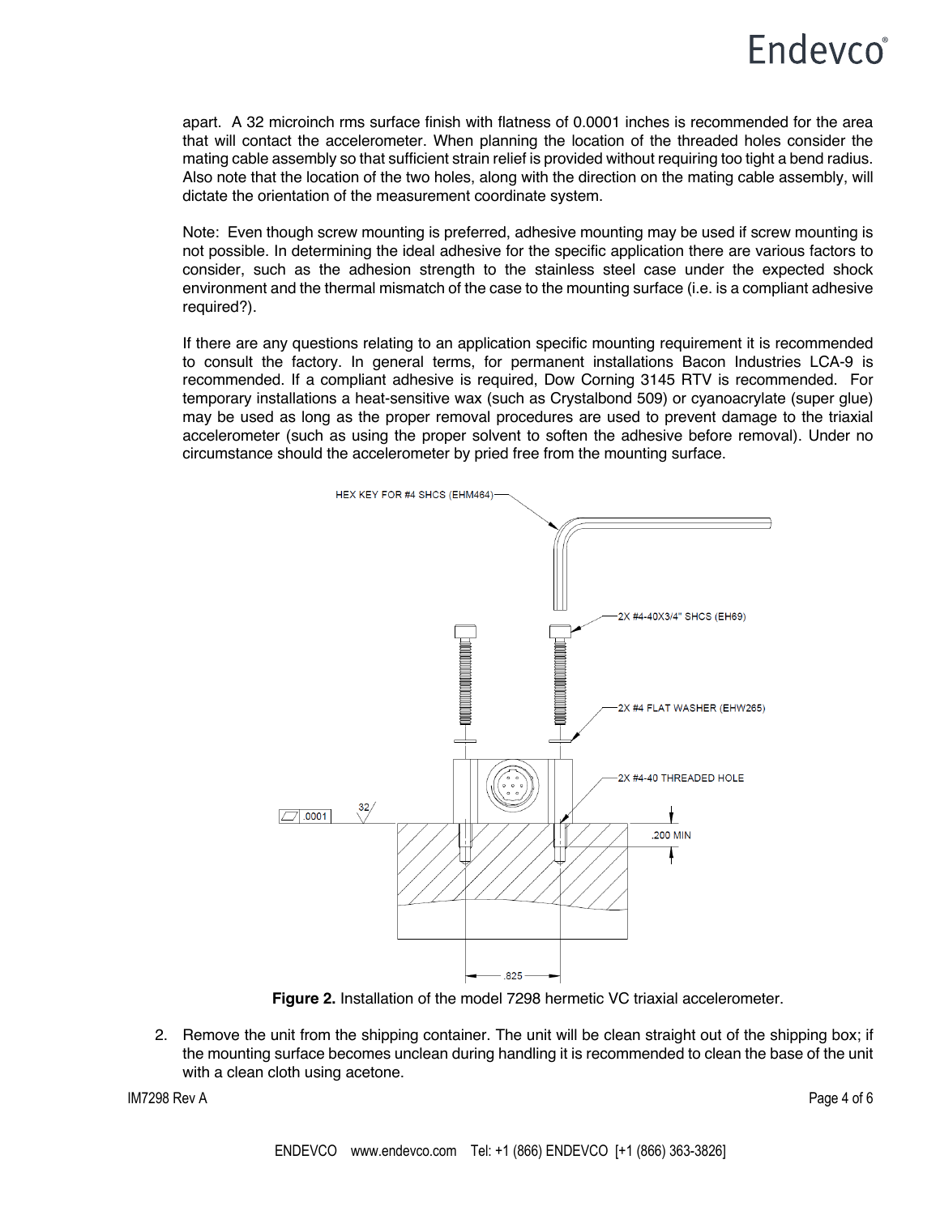apart. A 32 microinch rms surface finish with flatness of 0.0001 inches is recommended for the area that will contact the accelerometer. When planning the location of the threaded holes consider the mating cable assembly so that sufficient strain relief is provided without requiring too tight a bend radius. Also note that the location of the two holes, along with the direction on the mating cable assembly, will dictate the orientation of the measurement coordinate system.

Note: Even though screw mounting is preferred, adhesive mounting may be used if screw mounting is not possible. In determining the ideal adhesive for the specific application there are various factors to consider, such as the adhesion strength to the stainless steel case under the expected shock environment and the thermal mismatch of the case to the mounting surface (i.e. is a compliant adhesive required?).

If there are any questions relating to an application specific mounting requirement it is recommended to consult the factory. In general terms, for permanent installations Bacon Industries LCA-9 is recommended. If a compliant adhesive is required, Dow Corning 3145 RTV is recommended. For temporary installations a heat-sensitive wax (such as Crystalbond 509) or cyanoacrylate (super glue) may be used as long as the proper removal procedures are used to prevent damage to the triaxial accelerometer (such as using the proper solvent to soften the adhesive before removal). Under no circumstance should the accelerometer by pried free from the mounting surface.

HEX KEY FOR #4 SHCS (EHM464)

2X #4-40X3/4" SHCS (EH69)

2X #4 FLAT WASHER (EHW265)

2X #4-40 THREADED HOLE

.0001 32

.200 MIN

.825

**Figure 2.** Installation of the model 7298 hermetic VC triaxial accelerometer.

2. Remove the unit from the shipping container. The unit will be clean straight out of the shipping box; if the mounting surface becomes unclean during handling it is recommended to clean the base of the unit with a clean cloth using acetone.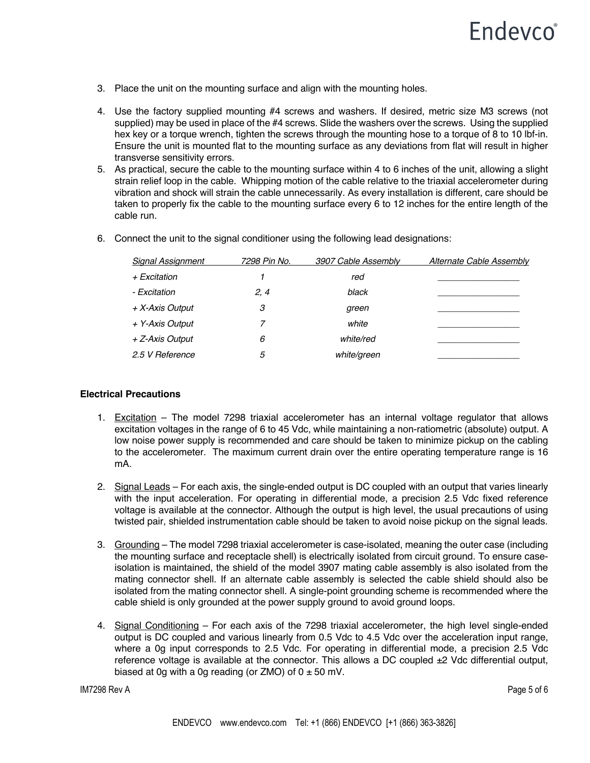3. Place the unit on the mounting surface and align with the mounting holes.

4. Use the factory supplied mounting #4 screws and washers. If desired, metric size M3 screws (not supplied) may be used in place of the #4 screws. Slide the washers over the screws. Using the supplied hex key or a torque wrench, tighten the screws through the mounting hose to a torque of 8 to 10 lbf-in. Ensure the unit is mounted flat to the mounting surface as any deviations from flat will result in higher transverse sensitivity errors.

5. As practical, secure the cable to the mounting surface within 4 to 6 inches of the unit, allowing a slight strain relief loop in the cable. Whipping motion of the cable relative to the triaxial accelerometer during vibration and shock will strain the cable unnecessarily. As every installation is different, care should be taken to properly fix the cable to the mounting surface every 6 to 12 inches for the entire length of the cable run.

6. Connect the unit to the signal conditioner using the following lead designations:

| *Signal Assignment* | *7298 Pin No.* | *3907 Cable Assembly* | *Alternate Cable Assembly* |
|---|---|---|---|
| *+ Excitation* | *1* | *red* | ________________ |
| *- Excitation* | *2, 4* | *black* | ________________ |
| *+ X-Axis Output* | *3* | *green* | ________________ |
| *+ Y-Axis Output* | *7* | *white* | ________________ |
| *+ Z-Axis Output* | *6* | *white/red* | ________________ |
| *2.5 V Reference* | *5* | *white/green* | ________________ |

**Electrical Precautions**

1. Excitation – The model 7298 triaxial accelerometer has an internal voltage regulator that allows excitation voltages in the range of 6 to 45 Vdc, while maintaining a non-ratiometric (absolute) output. A low noise power supply is recommended and care should be taken to minimize pickup on the cabling to the accelerometer. The maximum current drain over the entire operating temperature range is 16 mA.

2. Signal Leads – For each axis, the single-ended output is DC coupled with an output that varies linearly with the input acceleration. For operating in differential mode, a precision 2.5 Vdc fixed reference voltage is available at the connector. Although the output is high level, the usual precautions of using twisted pair, shielded instrumentation cable should be taken to avoid noise pickup on the signal leads.

3. Grounding – The model 7298 triaxial accelerometer is case-isolated, meaning the outer case (including the mounting surface and receptacle shell) is electrically isolated from circuit ground. To ensure case-isolation is maintained, the shield of the model 3907 mating cable assembly is also isolated from the mating connector shell. If an alternate cable assembly is selected the cable shield should also be isolated from the mating connector shell. A single-point grounding scheme is recommended where the cable shield is only grounded at the power supply ground to avoid ground loops.

4. Signal Conditioning – For each axis of the 7298 triaxial accelerometer, the high level single-ended output is DC coupled and various linearly from 0.5 Vdc to 4.5 Vdc over the acceleration input range, where a 0g input corresponds to 2.5 Vdc. For operating in differential mode, a precision 2.5 Vdc reference voltage is available at the connector. This allows a DC coupled ±2 Vdc differential output, biased at 0g with a 0g reading (or ZMO) of 0 ± 50 mV.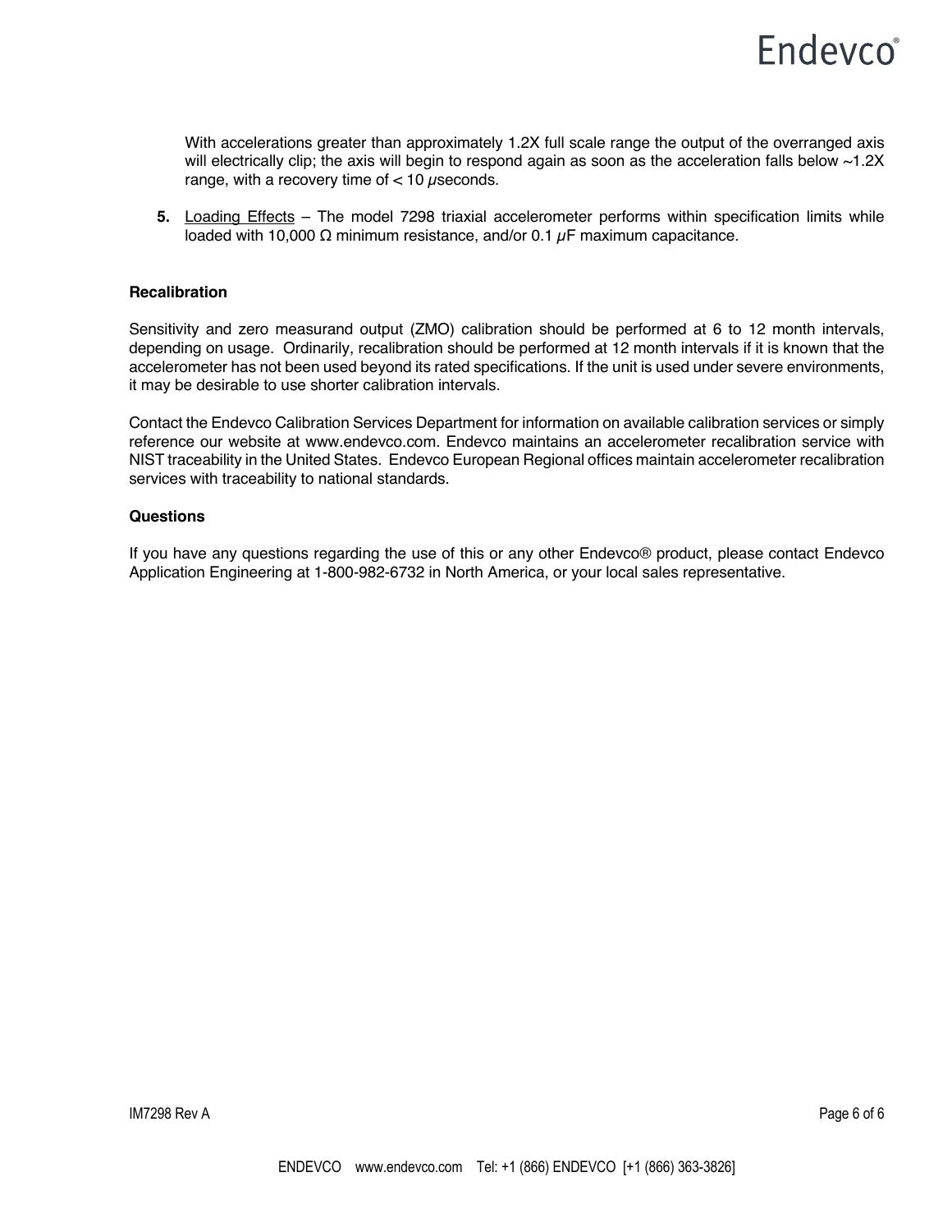With accelerations greater than approximately 1.2X full scale range the output of the overranged axis will electrically clip; the axis will begin to respond again as soon as the acceleration falls below ~1.2X range, with a recovery time of < 10 μseconds.

**5.** Loading Effects – The model 7298 triaxial accelerometer performs within specification limits while loaded with 10,000 Ω minimum resistance, and/or 0.1 μF maximum capacitance.

**Recalibration**

Sensitivity and zero measurand output (ZMO) calibration should be performed at 6 to 12 month intervals, depending on usage. Ordinarily, recalibration should be performed at 12 month intervals if it is known that the accelerometer has not been used beyond its rated specifications. If the unit is used under severe environments, it may be desirable to use shorter calibration intervals.

Contact the Endevco Calibration Services Department for information on available calibration services or simply reference our website at www.endevco.com. Endevco maintains an accelerometer recalibration service with NIST traceability in the United States. Endevco European Regional offices maintain accelerometer recalibration services with traceability to national standards.

**Questions**

If you have any questions regarding the use of this or any other Endevco® product, please contact Endevco Application Engineering at 1-800-982-6732 in North America, or your local sales representative.